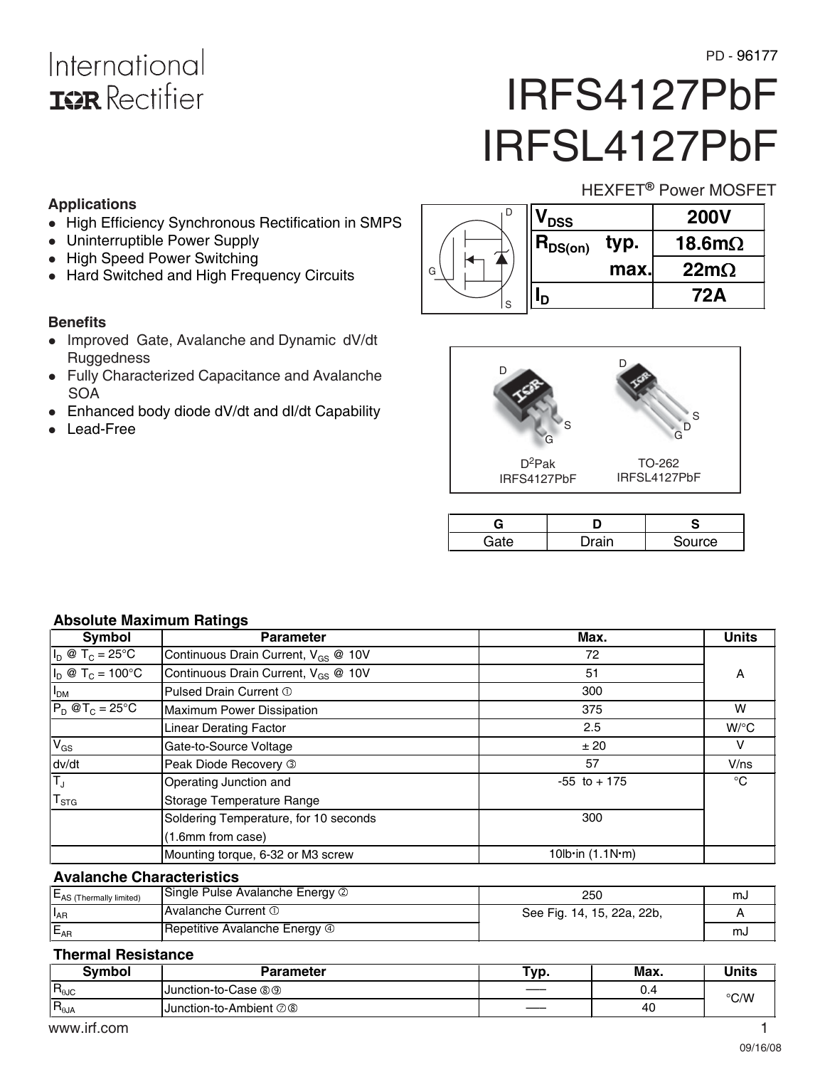International
IOR Rectifier

PD - 96177

# IRFS4127PbF
# IRFSL4127PbF

HEXFET® Power MOSFET

### Applications

- High Efficiency Synchronous Rectification in SMPS
- Uninterruptible Power Supply
- High Speed Power Switching
- Hard Switched and High Frequency Circuits

| | | |
|---|---|---|
| $V_{DSS}$ | | 200V |
| $R_{DS(on)}$ | typ. | 18.6mΩ |
| | max. | 22mΩ |
| $I_D$ | | 72A |

### Benefits

- Improved Gate, Avalanche and Dynamic dV/dt Ruggedness
- Fully Characterized Capacitance and Avalanche SOA
- Enhanced body diode dV/dt and dI/dt Capability
- Lead-Free

D²Pak
IRFS4127PbF

TO-262
IRFSL4127PbF

| G | D | S |
|---|---|---|
| Gate | Drain | Source |

### Absolute Maximum Ratings

| Symbol | Parameter | Max. | Units |
|---|---|---|---|
| $I_D$ @ $T_C$ = 25°C | Continuous Drain Current, $V_{GS}$ @ 10V | 72 | A |
| $I_D$ @ $T_C$ = 100°C | Continuous Drain Current, $V_{GS}$ @ 10V | 51 | |
| $I_{DM}$ | Pulsed Drain Current ① | 300 | |
| $P_D$ @$T_C$ = 25°C | Maximum Power Dissipation | 375 | W |
| | Linear Derating Factor | 2.5 | W/°C |
| $V_{GS}$ | Gate-to-Source Voltage | ± 20 | V |
| dv/dt | Peak Diode Recovery ③ | 57 | V/ns |
| $T_J$<br>$T_{STG}$ | Operating Junction and<br>Storage Temperature Range | -55 to + 175 | °C |
| | Soldering Temperature, for 10 seconds<br>(1.6mm from case) | 300 | |
| | Mounting torque, 6-32 or M3 screw | 10lb·in (1.1N·m) | |

### Avalanche Characteristics

| | | | |
|---|---|---|---|
| $E_{AS\ (Thermally\ limited)}$ | Single Pulse Avalanche Energy ② | 250 | mJ |
| $I_{AR}$ | Avalanche Current ① | See Fig. 14, 15, 22a, 22b, | A |
| $E_{AR}$ | Repetitive Avalanche Energy ④ | | mJ |

### Thermal Resistance

| Symbol | Parameter | Typ. | Max. | Units |
|---|---|---|---|---|
| $R_{θJC}$ | Junction-to-Case ⑧⑨ | —— | 0.4 | °C/W |
| $R_{θJA}$ | Junction-to-Ambient ⑦⑧ | —— | 40 | |

www.irf.com

09/16/08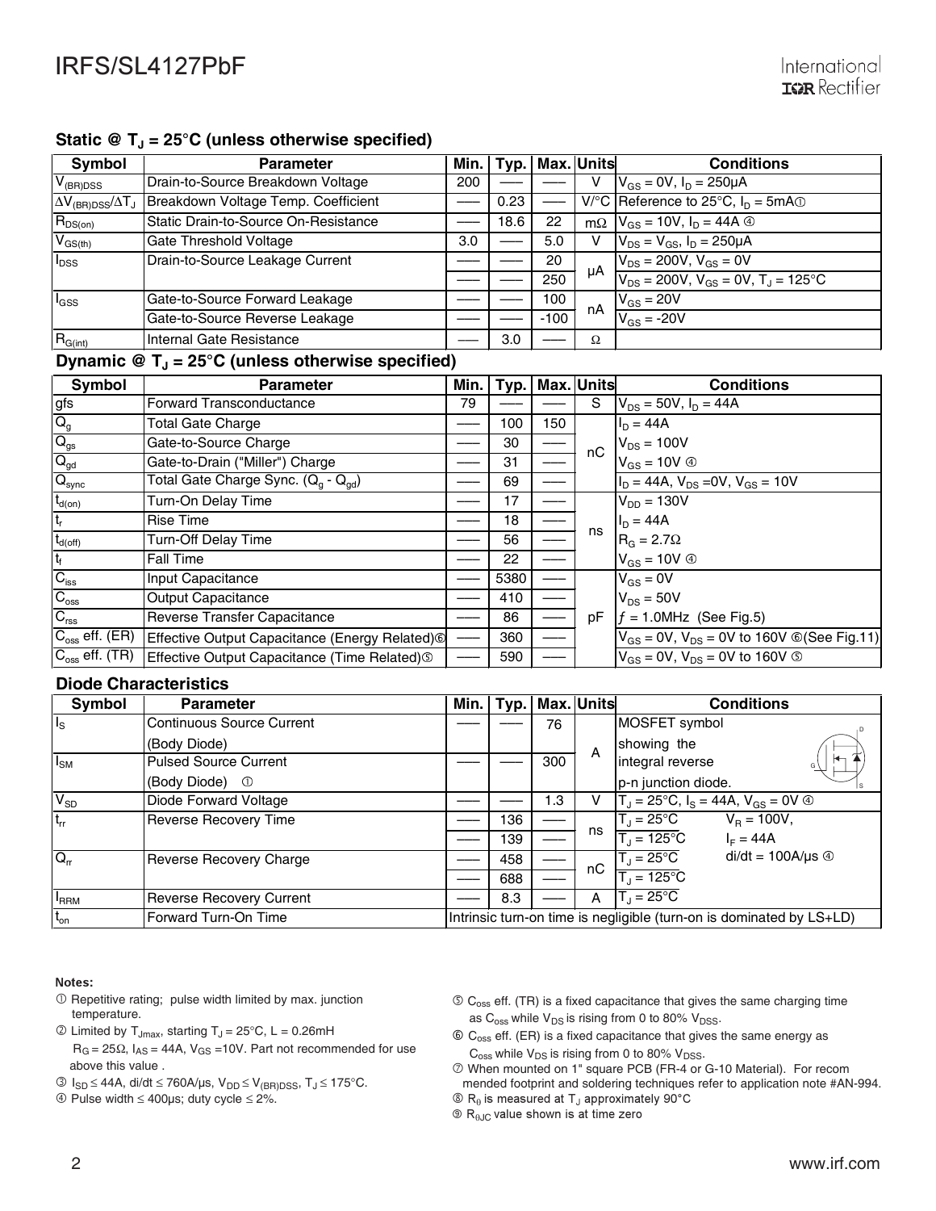## Static @ $T_J$ = 25°C (unless otherwise specified)

| Symbol | Parameter | Min. | Typ. | Max. | Units | Conditions |
|---|---|---|---|---|---|---|
| $V_{(BR)DSS}$ | Drain-to-Source Breakdown Voltage | 200 | —— | —— | V | $V_{GS}$ = 0V, $I_D$ = 250μA |
| $\Delta V_{(BR)DSS}/\Delta T_J$ | Breakdown Voltage Temp. Coefficient | —— | 0.23 | —— | V/°C | Reference to 25°C, $I_D$ = 5mA ① |
| $R_{DS(on)}$ | Static Drain-to-Source On-Resistance | —— | 18.6 | 22 | mΩ | $V_{GS}$ = 10V, $I_D$ = 44A ④ |
| $V_{GS(th)}$ | Gate Threshold Voltage | 3.0 | —— | 5.0 | V | $V_{DS}$ = $V_{GS}$, $I_D$ = 250μA |
| $I_{DSS}$ | Drain-to-Source Leakage Current | —— | —— | 20 | μA | $V_{DS}$ = 200V, $V_{GS}$ = 0V |
| | | —— | —— | 250 | | $V_{DS}$ = 200V, $V_{GS}$ = 0V, $T_J$ = 125°C |
| $I_{GSS}$ | Gate-to-Source Forward Leakage | —— | —— | 100 | nA | $V_{GS}$ = 20V |
| | Gate-to-Source Reverse Leakage | —— | —— | -100 | | $V_{GS}$ = -20V |
| $R_{G(int)}$ | Internal Gate Resistance | —— | 3.0 | —— | Ω | |

## Dynamic @ $T_J$ = 25°C (unless otherwise specified)

| Symbol | Parameter | Min. | Typ. | Max. | Units | Conditions |
|---|---|---|---|---|---|---|
| gfs | Forward Transconductance | 79 | —— | —— | S | $V_{DS}$ = 50V, $I_D$ = 44A |
| $Q_g$ | Total Gate Charge | —— | 100 | 150 | nC | $I_D$ = 44A |
| $Q_{gs}$ | Gate-to-Source Charge | —— | 30 | —— | | $V_{DS}$ = 100V |
| $Q_{gd}$ | Gate-to-Drain ("Miller") Charge | —— | 31 | —— | | $V_{GS}$ = 10V ④ |
| $Q_{sync}$ | Total Gate Charge Sync. ($Q_g$ - $Q_{gd}$) | —— | 69 | —— | | $I_D$ = 44A, $V_{DS}$ =0V, $V_{GS}$ = 10V |
| $t_{d(on)}$ | Turn-On Delay Time | —— | 17 | —— | ns | $V_{DD}$ = 130V |
| $t_r$ | Rise Time | —— | 18 | —— | | $I_D$ = 44A |
| $t_{d(off)}$ | Turn-Off Delay Time | —— | 56 | —— | | $R_G$ = 2.7Ω |
| $t_f$ | Fall Time | —— | 22 | —— | | $V_{GS}$ = 10V ④ |
| $C_{iss}$ | Input Capacitance | —— | 5380 | —— | pF | $V_{GS}$ = 0V |
| $C_{oss}$ | Output Capacitance | —— | 410 | —— | | $V_{DS}$ = 50V |
| $C_{rss}$ | Reverse Transfer Capacitance | —— | 86 | —— | | $f$ = 1.0MHz (See Fig.5) |
| $C_{oss}$ eff. (ER) | Effective Output Capacitance (Energy Related) ⑥ | —— | 360 | —— | | $V_{GS}$ = 0V, $V_{DS}$ = 0V to 160V ⑥(See Fig.11) |
| $C_{oss}$ eff. (TR) | Effective Output Capacitance (Time Related) ⑤ | —— | 590 | —— | | $V_{GS}$ = 0V, $V_{DS}$ = 0V to 160V ⑤ |

## Diode Characteristics

| Symbol | Parameter | Min. | Typ. | Max. | Units | Conditions |
|---|---|---|---|---|---|---|
| $I_S$ | Continuous Source Current (Body Diode) | —— | —— | 76 | A | MOSFET symbol showing the integral reverse p-n junction diode. |
| $I_{SM}$ | Pulsed Source Current (Body Diode) ① | —— | —— | 300 | | |
| $V_{SD}$ | Diode Forward Voltage | —— | —— | 1.3 | V | $T_J$ = 25°C, $I_S$ = 44A, $V_{GS}$ = 0V ④ |
| $t_{rr}$ | Reverse Recovery Time | —— | 136 | —— | ns | $T_J$ = 25°C, $V_R$ = 100V, |
| | | —— | 139 | —— | | $T_J$ = 125°C, $I_F$ = 44A |
| $Q_{rr}$ | Reverse Recovery Charge | —— | 458 | —— | nC | $T_J$ = 25°C, di/dt = 100A/μs ④ |
| | | —— | 688 | —— | | $T_J$ = 125°C |
| $I_{RRM}$ | Reverse Recovery Current | —— | 8.3 | —— | A | $T_J$ = 25°C |
| $t_{on}$ | Forward Turn-On Time | Intrinsic turn-on time is negligible (turn-on is dominated by LS+LD) | | | | |

**Notes:**

① Repetitive rating; pulse width limited by max. junction temperature.

② Limited by $T_{Jmax}$, starting $T_J$ = 25°C, L = 0.26mH $R_G$ = 25Ω, $I_{AS}$ = 44A, $V_{GS}$ =10V. Part not recommended for use above this value .

③ $I_{SD} \leq$ 44A, di/dt ≤ 760A/μs, $V_{DD} \leq V_{(BR)DSS}$, $T_J \leq$ 175°C.

④ Pulse width ≤ 400μs; duty cycle ≤ 2%.

⑤ $C_{oss}$ eff. (TR) is a fixed capacitance that gives the same charging time as $C_{oss}$ while $V_{DS}$ is rising from 0 to 80% $V_{DSS}$.

⑥ $C_{oss}$ eff. (ER) is a fixed capacitance that gives the same energy as $C_{oss}$ while $V_{DS}$ is rising from 0 to 80% $V_{DSS}$.

⑦ When mounted on 1" square PCB (FR-4 or G-10 Material). For recommended footprint and soldering techniques refer to application note #AN-994.

⑧ $R_\theta$ is measured at $T_J$ approximately 90°C

⑨ $R_{\theta JC}$ value shown is at time zero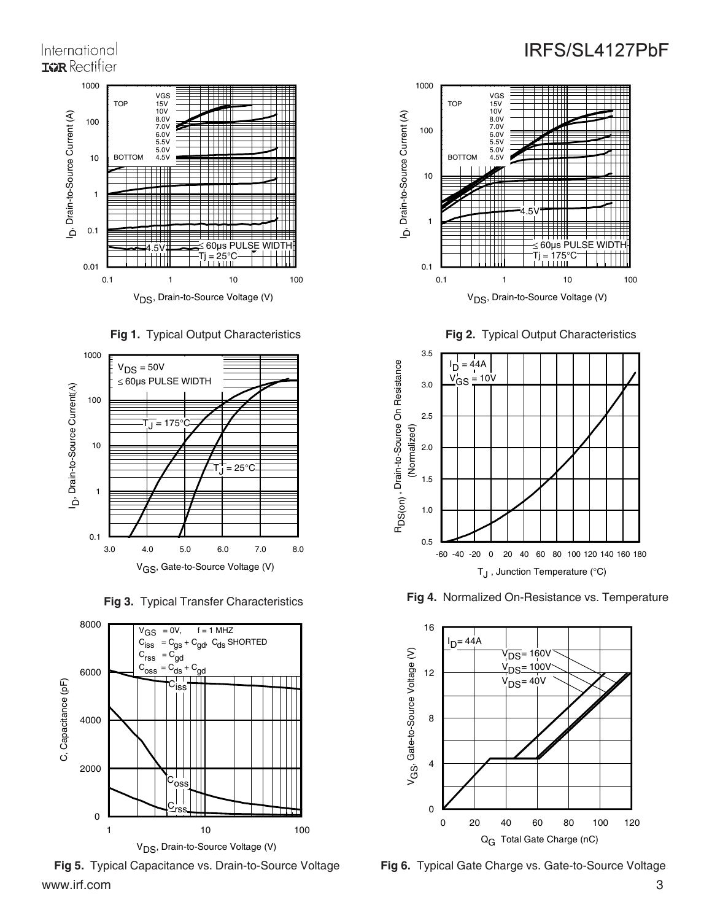**Fig 1.** Typical Output Characteristics

**Fig 2.** Typical Output Characteristics

**Fig 3.** Typical Transfer Characteristics

**Fig 4.** Normalized On-Resistance vs. Temperature

**Fig 5.** Typical Capacitance vs. Drain-to-Source Voltage

**Fig 6.** Typical Gate Charge vs. Gate-to-Source Voltage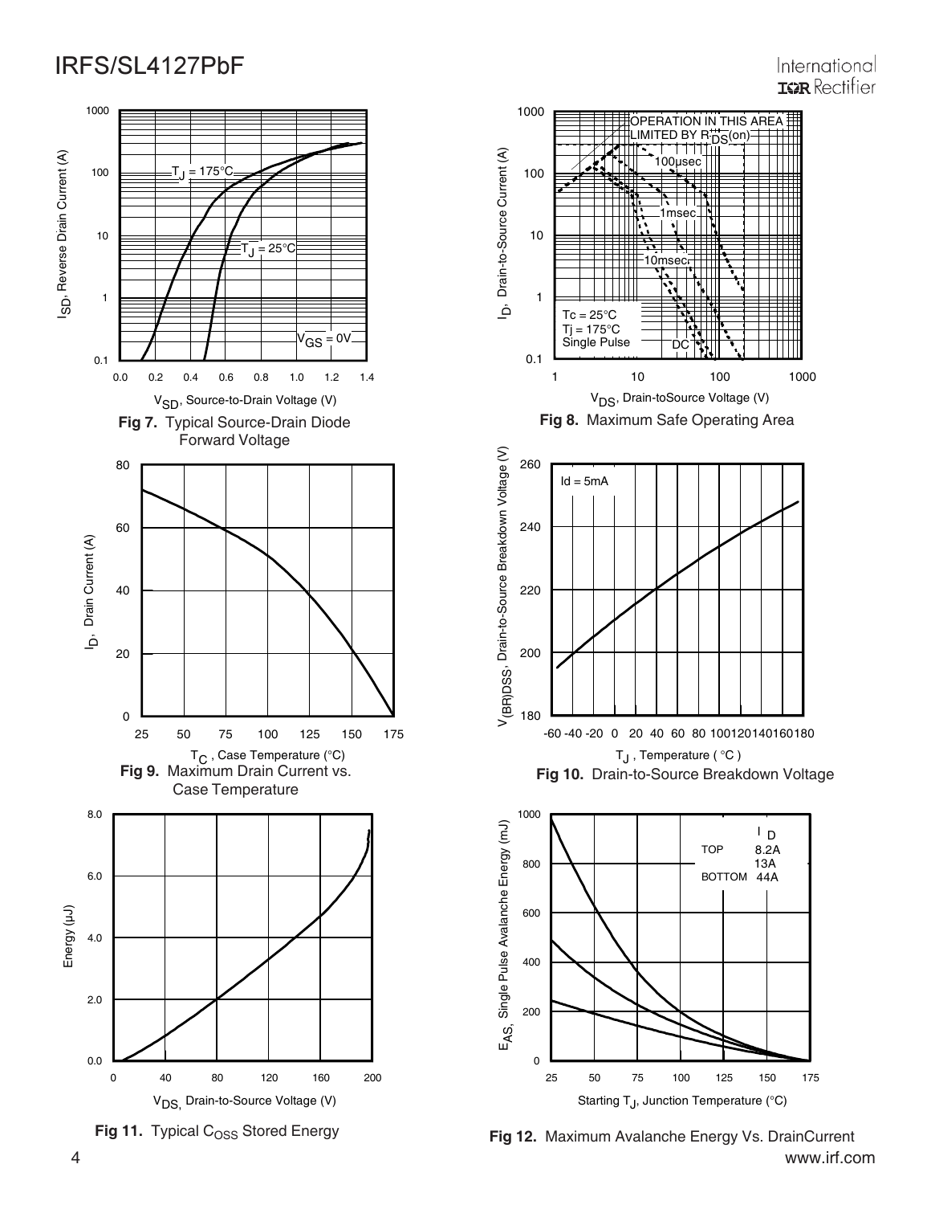Fig 7. Typical Source-Drain Diode Forward Voltage

Fig 8. Maximum Safe Operating Area

Fig 9. Maximum Drain Current vs. Case Temperature

Fig 10. Drain-to-Source Breakdown Voltage

Fig 11. Typical $C_{OSS}$ Stored Energy

Fig 12. Maximum Avalanche Energy Vs. DrainCurrent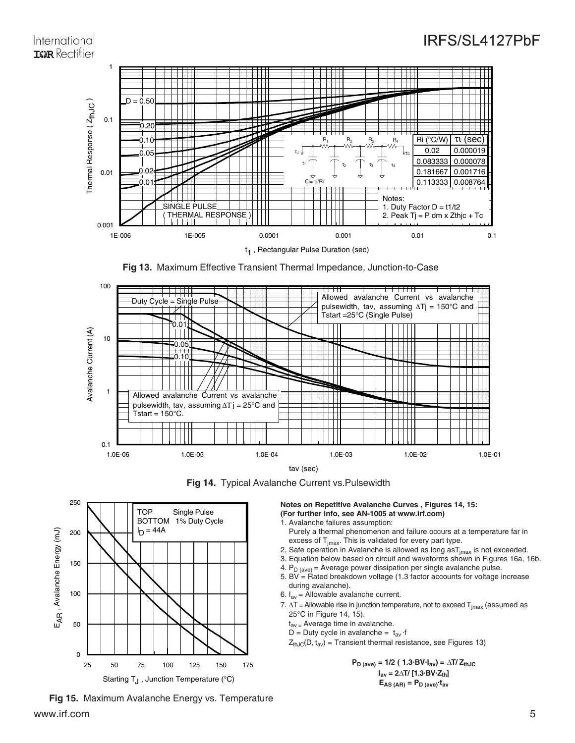| Ri (°C/W) | τi (sec) |
| --- | --- |
| 0.02 | 0.000019 |
| 0.083333 | 0.000078 |
| 0.181667 | 0.001716 |
| 0.113333 | 0.008764 |

Notes:
1. Duty Factor D = t1/t2
2. Peak Tj = P dm x Zthjc + Tc

**Fig 13.** Maximum Effective Transient Thermal Impedance, Junction-to-Case

**Fig 14.** Typical Avalanche Current vs.Pulsewidth

**Fig 15.** Maximum Avalanche Energy vs. Temperature

**Notes on Repetitive Avalanche Curves , Figures 14, 15:**
**(For further info, see AN-1005 at www.irf.com)**

1. Avalanche failures assumption:
   Purely a thermal phenomenon and failure occurs at a temperature far in excess of $T_{jmax}$. This is validated for every part type.
2. Safe operation in Avalanche is allowed as long as $T_{jmax}$ is not exceeded.
3. Equation below based on circuit and waveforms shown in Figures 16a, 16b.
4. $P_{D\,(ave)}$ = Average power dissipation per single avalanche pulse.
5. BV = Rated breakdown voltage (1.3 factor accounts for voltage increase during avalanche).
6. $I_{av}$ = Allowable avalanche current.
7. $\Delta T$ = Allowable rise in junction temperature, not to exceed $T_{jmax}$ (assumed as 25°C in Figure 14, 15).
   $t_{av}$ = Average time in avalanche.
   D = Duty cycle in avalanche = $t_{av} \cdot f$
   $Z_{thJC}(D, t_{av})$ = Transient thermal resistance, see Figures 13)

$$P_{D\,(ave)} = 1/2\ (1.3 \cdot BV \cdot I_{av}) = \Delta T / Z_{thJC}$$
$$I_{av} = 2\Delta T / [1.3 \cdot BV \cdot Z_{th}]$$
$$E_{AS\,(AR)} = P_{D\,(ave)} \cdot t_{av}$$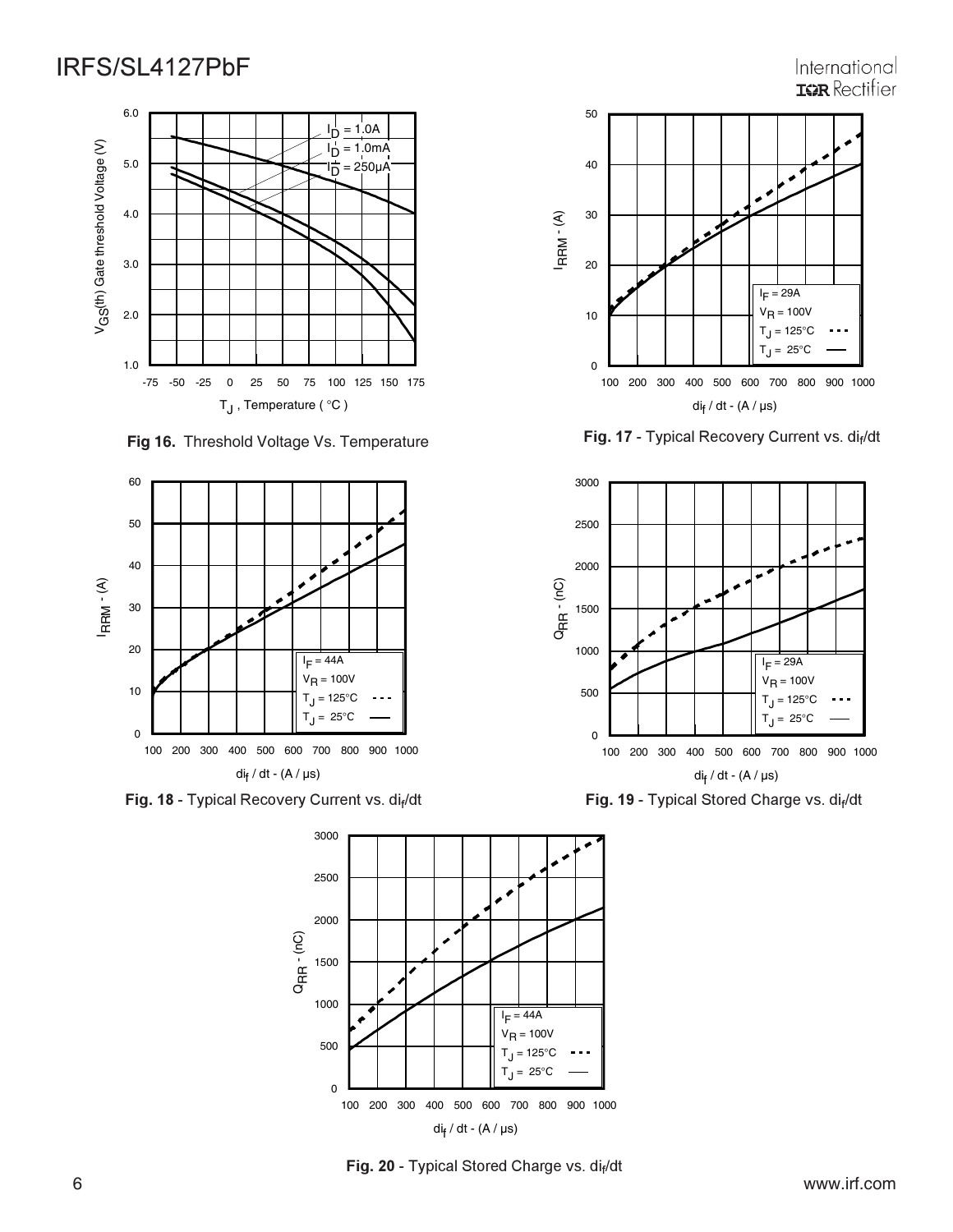Fig 16. Threshold Voltage Vs. Temperature

Fig. 17 - Typical Recovery Current vs. $di_f/dt$

Fig. 18 - Typical Recovery Current vs. $di_f/dt$

Fig. 19 - Typical Stored Charge vs. $di_f/dt$

Fig. 20 - Typical Stored Charge vs. $di_f/dt$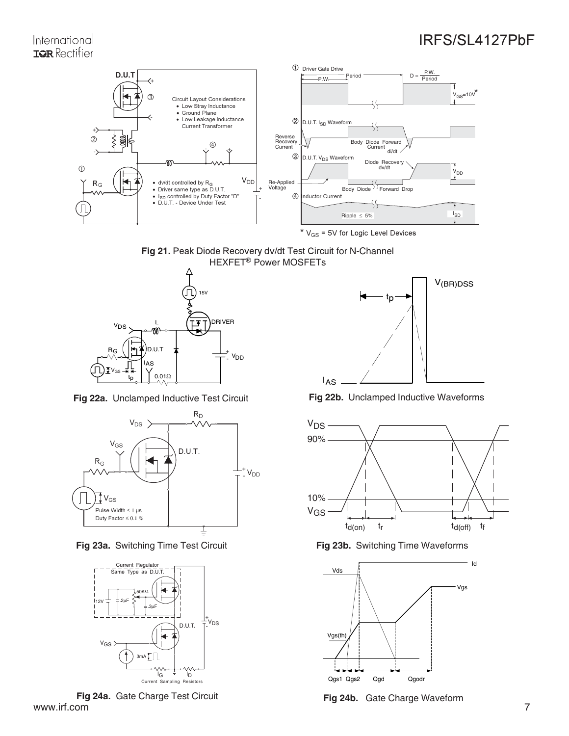**Fig 21.** Peak Diode Recovery dv/dt Test Circuit for N-Channel HEXFET® Power MOSFETs

Circuit Layout Considerations
- Low Stray Inductance
- Ground Plane
- Low Leakage Inductance Current Transformer

- dv/dt controlled by $R_G$
- Driver same type as D.U.T.
- $I_{SD}$ controlled by Duty Factor "D"
- D.U.T. - Device Under Test

\* $V_{GS}$ = 5V for Logic Level Devices

**Fig 22a.** Unclamped Inductive Test Circuit

**Fig 22b.** Unclamped Inductive Waveforms

**Fig 23a.** Switching Time Test Circuit

Pulse Width ≤ 1 µs
Duty Factor ≤ 0.1 %

**Fig 23b.** Switching Time Waveforms

**Fig 24a.** Gate Charge Test Circuit

**Fig 24b.** Gate Charge Waveform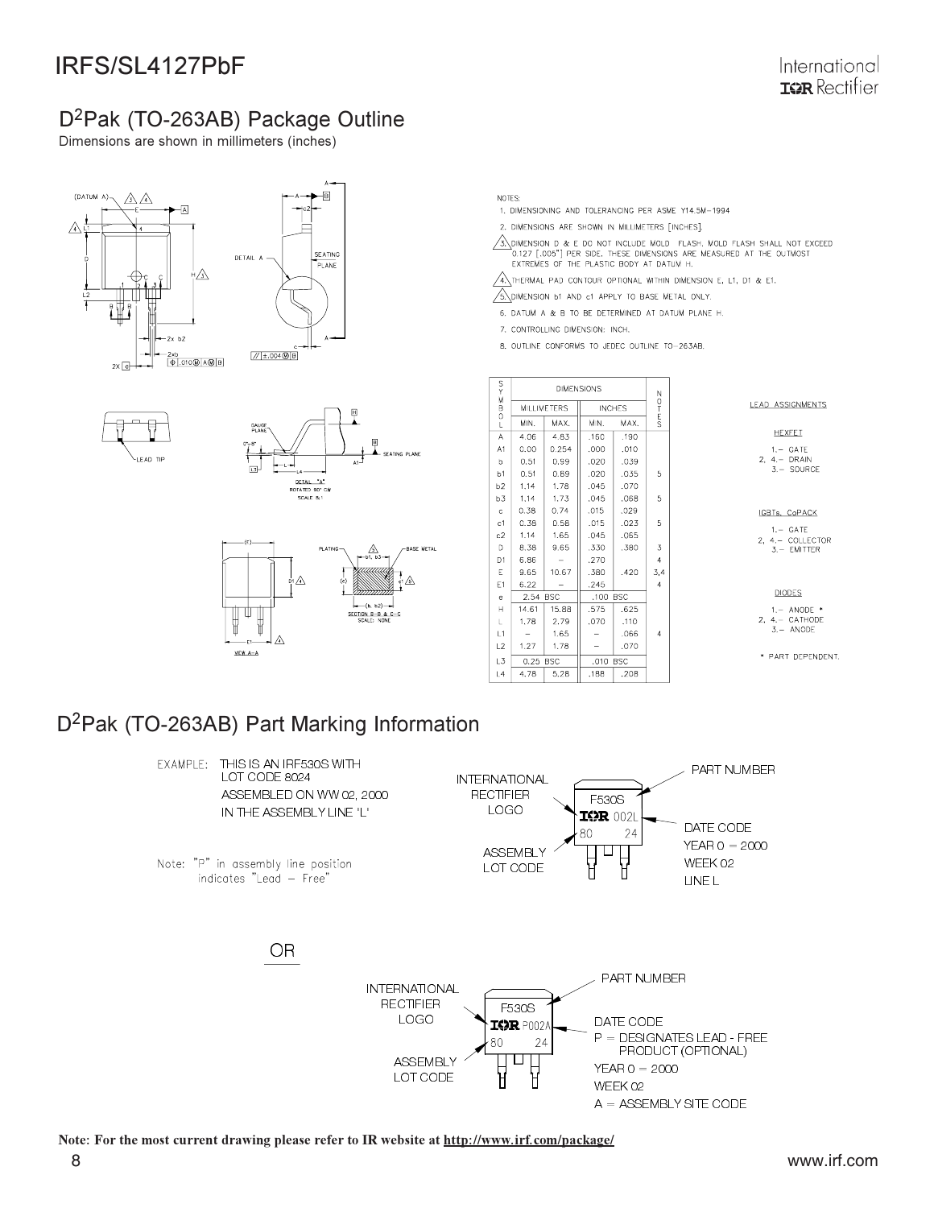## D²Pak (TO-263AB) Package Outline

Dimensions are shown in millimeters (inches)

NOTES:

1. DIMENSIONING AND TOLERANCING PER ASME Y14.5M-1994
2. DIMENSIONS ARE SHOWN IN MILLIMETERS [INCHES].
3. DIMENSION D & E DO NOT INCLUDE MOLD FLASH. MOLD FLASH SHALL NOT EXCEED 0.127 [.005"] PER SIDE. THESE DIMENSIONS ARE MEASURED AT THE OUTMOST EXTREMES OF THE PLASTIC BODY AT DATUM H.
4. THERMAL PAD CONTOUR OPTIONAL WITHIN DIMENSION E, L1, D1 & E1.
5. DIMENSION b1 AND c1 APPLY TO BASE METAL ONLY.
6. DATUM A & B TO BE DETERMINED AT DATUM PLANE H.
7. CONTROLLING DIMENSION: INCH.
8. OUTLINE CONFORMS TO JEDEC OUTLINE TO-263AB.

| SYMBOL | DIMENSIONS | | | | NOTES |
|---|---|---|---|---|---|
| | MILLIMETERS | | INCHES | | |
| | MIN. | MAX. | MIN. | MAX. | |
| A | 4.06 | 4.83 | .160 | .190 | |
| A1 | 0.00 | 0.254 | .000 | .010 | |
| b | 0.51 | 0.99 | .020 | .039 | |
| b1 | 0.51 | 0.89 | .020 | .035 | 5 |
| b2 | 1.14 | 1.78 | .045 | .070 | |
| b3 | 1.14 | 1.73 | .045 | .068 | 5 |
| c | 0.38 | 0.74 | .015 | .029 | |
| c1 | 0.38 | 0.58 | .015 | .023 | 5 |
| c2 | 1.14 | 1.65 | .045 | .065 | |
| D | 8.38 | 9.65 | .330 | .380 | 3 |
| D1 | 6.86 | - | .270 | | 4 |
| E | 9.65 | 10.67 | .380 | .420 | 3,4 |
| E1 | 6.22 | - | .245 | | 4 |
| e | 2.54 BSC | | .100 BSC | | |
| H | 14.61 | 15.88 | .575 | .625 | |
| L | 1.78 | 2.79 | .070 | .110 | |
| L1 | - | 1.65 | - | .066 | 4 |
| L2 | 1.27 | 1.78 | - | .070 | |
| L3 | 0.25 BSC | | .010 BSC | | |
| L4 | 4.78 | 5.28 | .188 | .208 | |

LEAD ASSIGNMENTS

HEXFET
1.- GATE
2, 4.- DRAIN
3.- SOURCE

IGBTs, CoPACK
1.- GATE
2, 4.- COLLECTOR
3.- EMITTER

DIODES
1.- ANODE *
2, 4.- CATHODE
3.- ANODE

* PART DEPENDENT.

## D²Pak (TO-263AB) Part Marking Information

EXAMPLE: THIS IS AN IRF530S WITH LOT CODE 8024 ASSEMBLED ON WW 02, 2000 IN THE ASSEMBLY LINE 'L'

Note: "P" in assembly line position indicates "Lead – Free"

INTERNATIONAL RECTIFIER LOGO — F530S — IOR 002L — 80 24

PART NUMBER
DATE CODE
YEAR 0 = 2000
WEEK 02
LINE L
ASSEMBLY LOT CODE

OR

INTERNATIONAL RECTIFIER LOGO — F530S — IOR P002A — 80 24

PART NUMBER
DATE CODE
P = DESIGNATES LEAD - FREE PRODUCT (OPTIONAL)
YEAR 0 = 2000
WEEK 02
A = ASSEMBLY SITE CODE
ASSEMBLY LOT CODE

**Note: For the most current drawing please refer to IR website at http://www.irf.com/package/**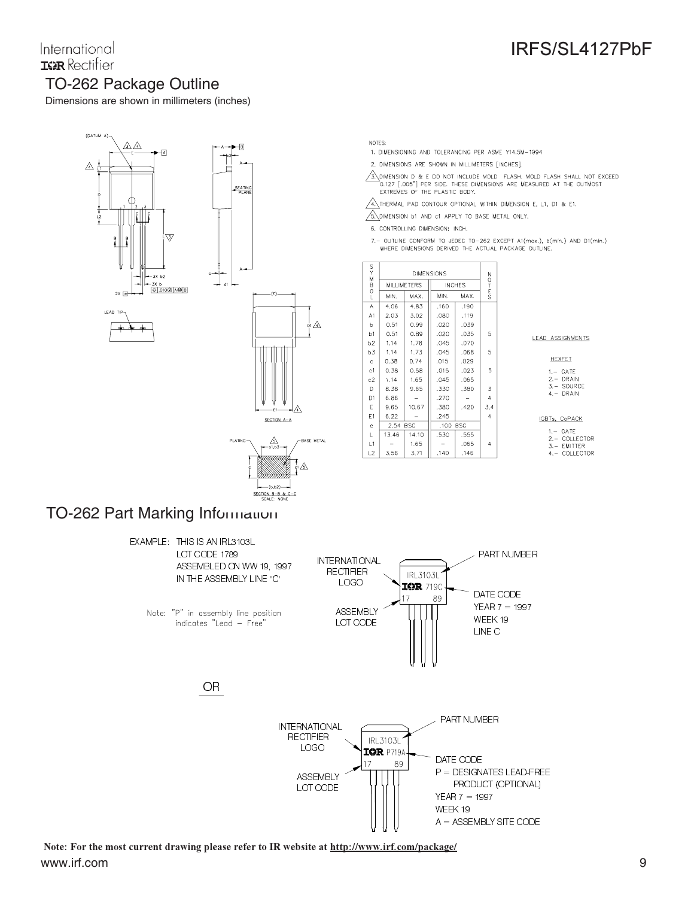## TO-262 Package Outline

Dimensions are shown in millimeters (inches)

NOTES:

1. DIMENSIONING AND TOLERANCING PER ASME Y14.5M-1994
2. DIMENSIONS ARE SHOWN IN MILLIMETERS [INCHES].
3. DIMENSION D & E DO NOT INCLUDE MOLD FLASH. MOLD FLASH SHALL NOT EXCEED 0.127 [.005"] PER SIDE. THESE DIMENSIONS ARE MEASURED AT THE OUTMOST EXTREMES OF THE PLASTIC BODY.
4. THERMAL PAD CONTOUR OPTIONAL WITHIN DIMENSION E, L1, D1 & E1.
5. DIMENSION b1 AND c1 APPLY TO BASE METAL ONLY.
6. CONTROLLING DIMENSION: INCH.
7. OUTLINE CONFORM TO JEDEC TO-262 EXCEPT A1(max.), b(min.) AND D1(min.) WHERE DIMENSIONS DERIVED THE ACTUAL PACKAGE OUTLINE.

| SYMBOL | DIMENSIONS | | | | NOTES |
|---|---|---|---|---|---|
| | MILLIMETERS | | INCHES | | |
| | MIN. | MAX. | MIN. | MAX. | |
| A | 4.06 | 4.83 | .160 | .190 | |
| A1 | 2.03 | 3.02 | .080 | .119 | |
| b | 0.51 | 0.99 | .020 | .039 | |
| b1 | 0.51 | 0.89 | .020 | .035 | 5 |
| b2 | 1.14 | 1.78 | .045 | .070 | |
| b3 | 1.14 | 1.73 | .045 | .068 | 5 |
| c | 0.38 | 0.74 | .015 | .029 | |
| c1 | 0.38 | 0.58 | .015 | .023 | 5 |
| c2 | 1.14 | 1.65 | .045 | .065 | |
| D | 8.38 | 9.65 | .330 | .380 | 3 |
| D1 | 6.86 | – | .270 | – | 4 |
| E | 9.65 | 10.67 | .380 | .420 | 3,4 |
| E1 | 6.22 | – | .245 | | 4 |
| e | 2.54 BSC | | .100 BSC | | |
| L | 13.46 | 14.10 | .530 | .555 | |
| L1 | – | 1.65 | – | .065 | 4 |
| L2 | 3.56 | 3.71 | .140 | .146 | |

LEAD ASSIGNMENTS

HEXFET

1.- GATE
2.- DRAIN
3.- SOURCE
4.- DRAIN

IGBTs, CoPACK

1.- GATE
2.- COLLECTOR
3.- EMITTER
4.- COLLECTOR

## TO-262 Part Marking Information

EXAMPLE: THIS IS AN IRL3103L
LOT CODE 1789
ASSEMBLED ON WW 19, 1997
IN THE ASSEMBLY LINE 'C'

Note: "P" in assembly line position indicates "Lead – Free"

INTERNATIONAL RECTIFIER LOGO — IRL3103L / IOR 719C / 17 89 — PART NUMBER; DATE CODE: YEAR 7 = 1997, WEEK 19, LINE C; ASSEMBLY LOT CODE

OR

INTERNATIONAL RECTIFIER LOGO — IRL3103L / IOR P719A / 17 89 — PART NUMBER; DATE CODE: P = DESIGNATES LEAD-FREE PRODUCT (OPTIONAL), YEAR 7 = 1997, WEEK 19, A = ASSEMBLY SITE CODE; ASSEMBLY LOT CODE

**Note: For the most current drawing please refer to IR website at http://www.irf.com/package/**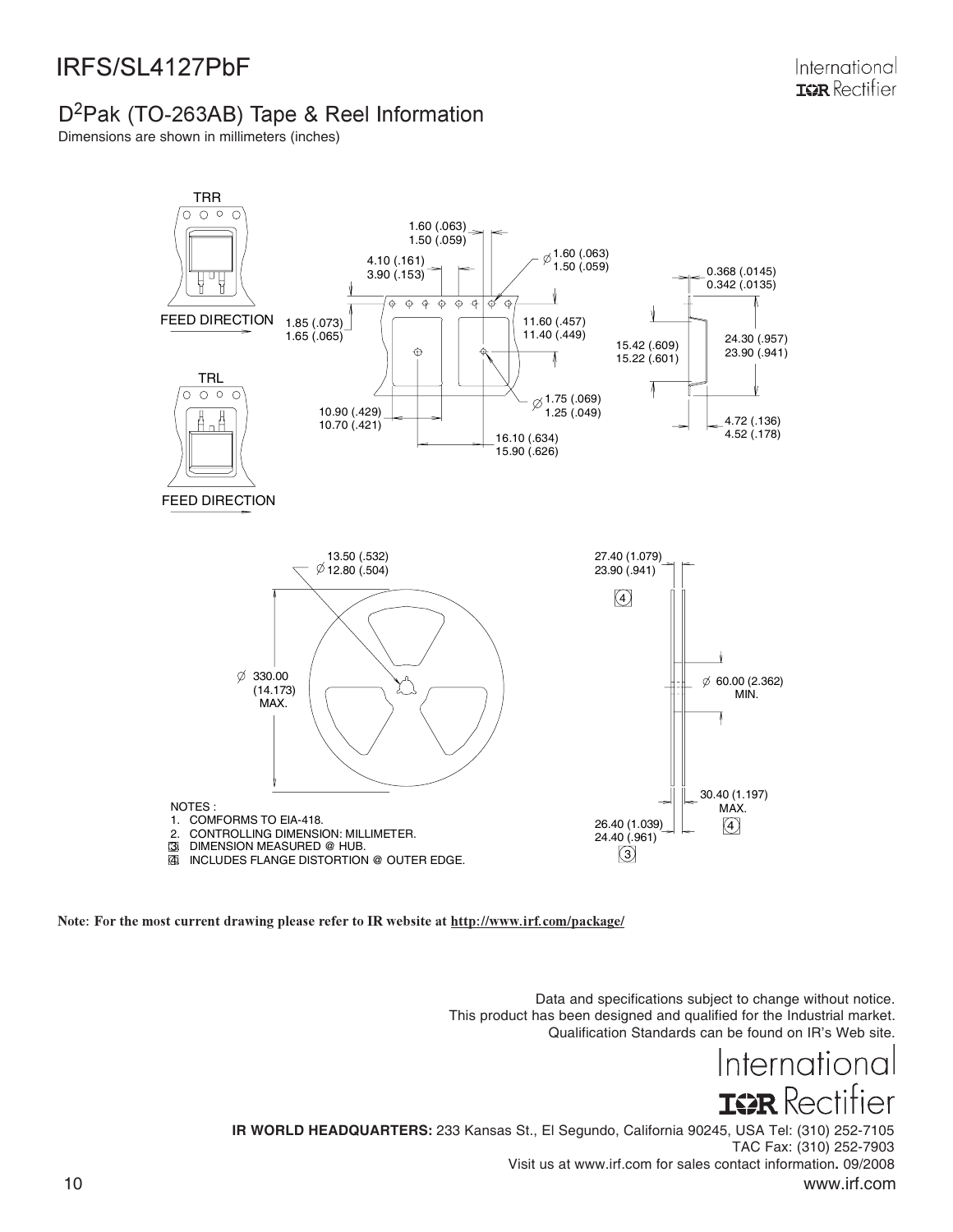## D²Pak (TO-263AB) Tape & Reel Information

Dimensions are shown in millimeters (inches)

TRR

FEED DIRECTION

TRL

FEED DIRECTION

1.60 (.063)
1.50 (.059)

4.10 (.161)
3.90 (.153)

Ø 1.60 (.063)
1.50 (.059)

1.85 (.073)
1.65 (.065)

11.60 (.457)
11.40 (.449)

Ø 1.75 (.069)
1.25 (.049)

10.90 (.429)
10.70 (.421)

16.10 (.634)
15.90 (.626)

0.368 (.0145)
0.342 (.0135)

15.42 (.609)
15.22 (.601)

24.30 (.957)
23.90 (.941)

4.72 (.136)
4.52 (.178)

13.50 (.532)
Ø 12.80 (.504)

Ø 330.00
(14.173)
MAX.

27.40 (1.079)
23.90 (.941)
4

Ø 60.00 (2.362)
MIN.

30.40 (1.197)
MAX.
4

26.40 (1.039)
24.40 (.961)
3

NOTES :
1. COMFORMS TO EIA-418.
2. CONTROLLING DIMENSION: MILLIMETER.
3. DIMENSION MEASURED @ HUB.
4. INCLUDES FLANGE DISTORTION @ OUTER EDGE.

**Note: For the most current drawing please refer to IR website at http://www.irf.com/package/**

Data and specifications subject to change without notice.
This product has been designed and qualified for the Industrial market.
Qualification Standards can be found on IR's Web site.

International
IOR Rectifier

**IR WORLD HEADQUARTERS:** 233 Kansas St., El Segundo, California 90245, USA Tel: (310) 252-7105
TAC Fax: (310) 252-7903
Visit us at www.irf.com for sales contact information. 09/2008